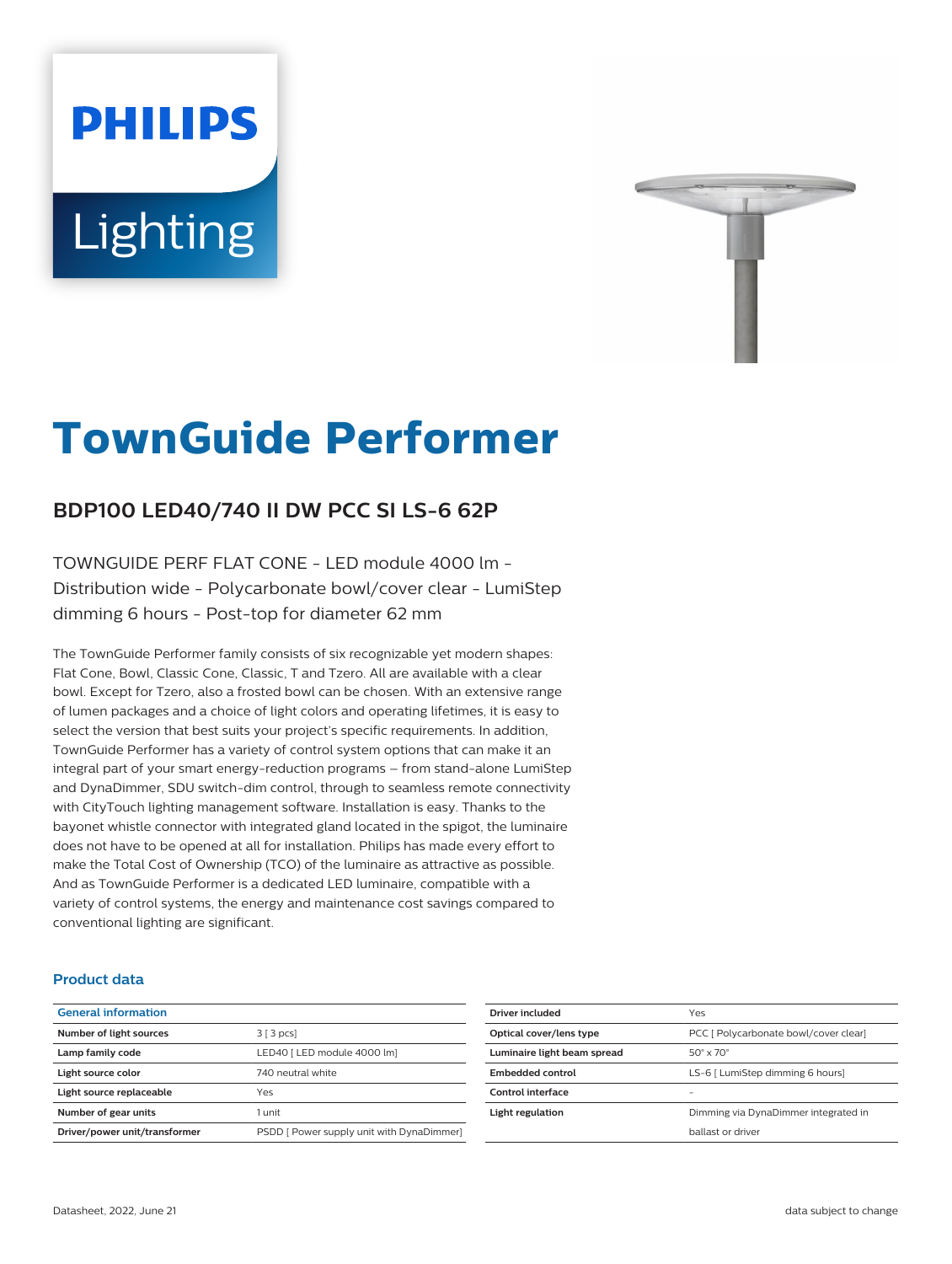PHILIPS

Lighting

# TownGuide Performer

## BDP100 LED40/740 II DW PCC SI LS-6 62P

TOWNGUIDE PERF FLAT CONE - LED module 4000 lm - Distribution wide - Polycarbonate bowl/cover clear - LumiStep dimming 6 hours - Post-top for diameter 62 mm

The TownGuide Performer family consists of six recognizable yet modern shapes: Flat Cone, Bowl, Classic Cone, Classic, T and Tzero. All are available with a clear bowl. Except for Tzero, also a frosted bowl can be chosen. With an extensive range of lumen packages and a choice of light colors and operating lifetimes, it is easy to select the version that best suits your project's specific requirements. In addition, TownGuide Performer has a variety of control system options that can make it an integral part of your smart energy-reduction programs – from stand-alone LumiStep and DynaDimmer, SDU switch-dim control, through to seamless remote connectivity with CityTouch lighting management software. Installation is easy. Thanks to the bayonet whistle connector with integrated gland located in the spigot, the luminaire does not have to be opened at all for installation. Philips has made every effort to make the Total Cost of Ownership (TCO) of the luminaire as attractive as possible. And as TownGuide Performer is a dedicated LED luminaire, compatible with a variety of control systems, the energy and maintenance cost savings compared to conventional lighting are significant.

### Product data

| General information | |
|---|---|
| Number of light sources | 3 [ 3 pcs] |
| Lamp family code | LED40 [ LED module 4000 lm] |
| Light source color | 740 neutral white |
| Light source replaceable | Yes |
| Number of gear units | 1 unit |
| Driver/power unit/transformer | PSDD [ Power supply unit with DynaDimmer] |
| Driver included | Yes |
| Optical cover/lens type | PCC [ Polycarbonate bowl/cover clear] |
| Luminaire light beam spread | 50° x 70° |
| Embedded control | LS-6 [ LumiStep dimming 6 hours] |
| Control interface | - |
| Light regulation | Dimming via DynaDimmer integrated in ballast or driver |

Datasheet, 2022, June 21

data subject to change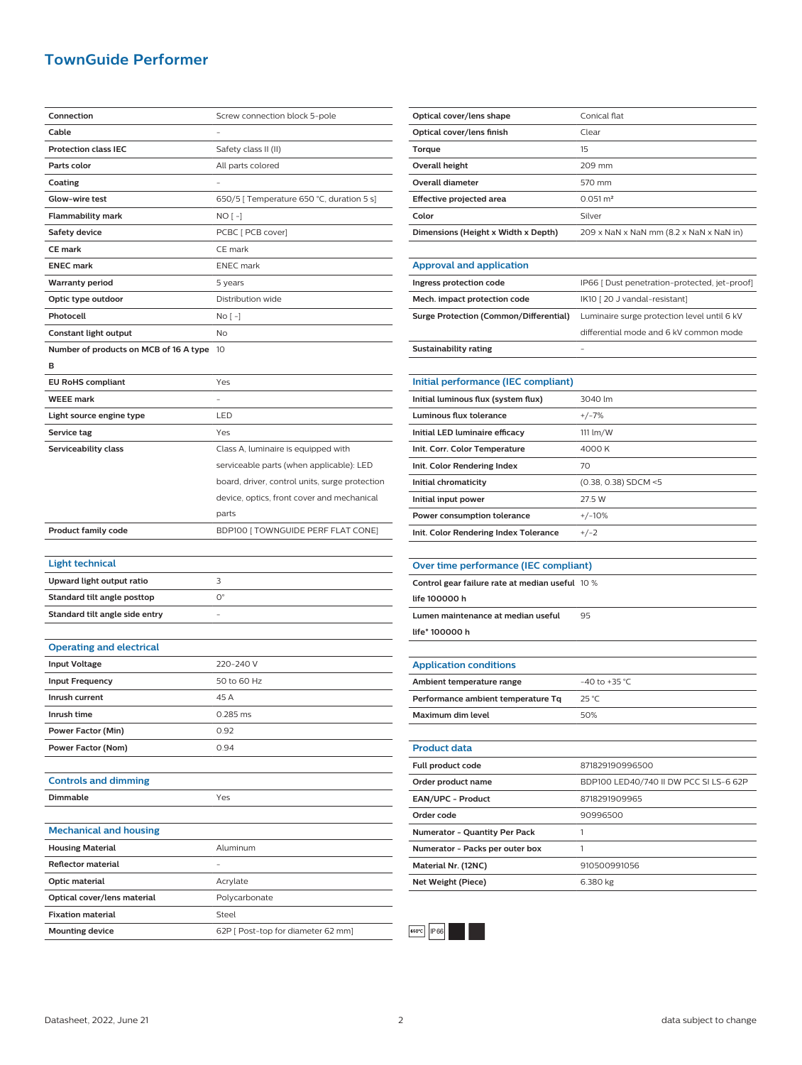# TownGuide Performer

| | |
|---|---|
| **Connection** | Screw connection block 5-pole |
| **Cable** | - |
| **Protection class IEC** | Safety class II (II) |
| **Parts color** | All parts colored |
| **Coating** | - |
| **Glow-wire test** | 650/5 [ Temperature 650 °C, duration 5 s] |
| **Flammability mark** | NO [ -] |
| **Safety device** | PCBC [ PCB cover] |
| **CE mark** | CE mark |
| **ENEC mark** | ENEC mark |
| **Warranty period** | 5 years |
| **Optic type outdoor** | Distribution wide |
| **Photocell** | No [ -] |
| **Constant light output** | No |
| **Number of products on MCB of 16 A type B** | 10 |
| **EU RoHS compliant** | Yes |
| **WEEE mark** | - |
| **Light source engine type** | LED |
| **Service tag** | Yes |
| **Serviceability class** | Class A, luminaire is equipped with serviceable parts (when applicable): LED board, driver, control units, surge protection device, optics, front cover and mechanical parts |
| **Product family code** | BDP100 [ TOWNGUIDE PERF FLAT CONE] |

## Light technical

| | |
|---|---|
| **Upward light output ratio** | 3 |
| **Standard tilt angle posttop** | 0° |
| **Standard tilt angle side entry** | - |

## Operating and electrical

| | |
|---|---|
| **Input Voltage** | 220-240 V |
| **Input Frequency** | 50 to 60 Hz |
| **Inrush current** | 45 A |
| **Inrush time** | 0.285 ms |
| **Power Factor (Min)** | 0.92 |
| **Power Factor (Nom)** | 0.94 |

## Controls and dimming

| | |
|---|---|
| **Dimmable** | Yes |

## Mechanical and housing

| | |
|---|---|
| **Housing Material** | Aluminum |
| **Reflector material** | - |
| **Optic material** | Acrylate |
| **Optical cover/lens material** | Polycarbonate |
| **Fixation material** | Steel |
| **Mounting device** | 62P [ Post-top for diameter 62 mm] |
| **Optical cover/lens shape** | Conical flat |
| **Optical cover/lens finish** | Clear |
| **Torque** | 15 |
| **Overall height** | 209 mm |
| **Overall diameter** | 570 mm |
| **Effective projected area** | 0.051 m² |
| **Color** | Silver |
| **Dimensions (Height x Width x Depth)** | 209 x NaN x NaN mm (8.2 x NaN x NaN in) |

## Approval and application

| | |
|---|---|
| **Ingress protection code** | IP66 [ Dust penetration-protected, jet-proof] |
| **Mech. impact protection code** | IK10 [ 20 J vandal-resistant] |
| **Surge Protection (Common/Differential)** | Luminaire surge protection level until 6 kV differential mode and 6 kV common mode |
| **Sustainability rating** | - |

## Initial performance (IEC compliant)

| | |
|---|---|
| **Initial luminous flux (system flux)** | 3040 lm |
| **Luminous flux tolerance** | +/-7% |
| **Initial LED luminaire efficacy** | 111 lm/W |
| **Init. Corr. Color Temperature** | 4000 K |
| **Init. Color Rendering Index** | 70 |
| **Initial chromaticity** | (0.38, 0.38) SDCM <5 |
| **Initial input power** | 27.5 W |
| **Power consumption tolerance** | +/-10% |
| **Init. Color Rendering Index Tolerance** | +/-2 |

## Over time performance (IEC compliant)

| | |
|---|---|
| **Control gear failure rate at median useful life 100000 h** | 10 % |
| **Lumen maintenance at median useful life* 100000 h** | 95 |

## Application conditions

| | |
|---|---|
| **Ambient temperature range** | -40 to +35 °C |
| **Performance ambient temperature Tq** | 25 °C |
| **Maximum dim level** | 50% |

## Product data

| | |
|---|---|
| **Full product code** | 871829190996500 |
| **Order product name** | BDP100 LED40/740 II DW PCC SI LS-6 62P |
| **EAN/UPC - Product** | 8718291909965 |
| **Order code** | 90996500 |
| **Numerator - Quantity Per Pack** | 1 |
| **Numerator - Packs per outer box** | 1 |
| **Material Nr. (12NC)** | 910500991056 |
| **Net Weight (Piece)** | 6.380 kg |

650°C IP66

Datasheet, 2022, June 21

data subject to change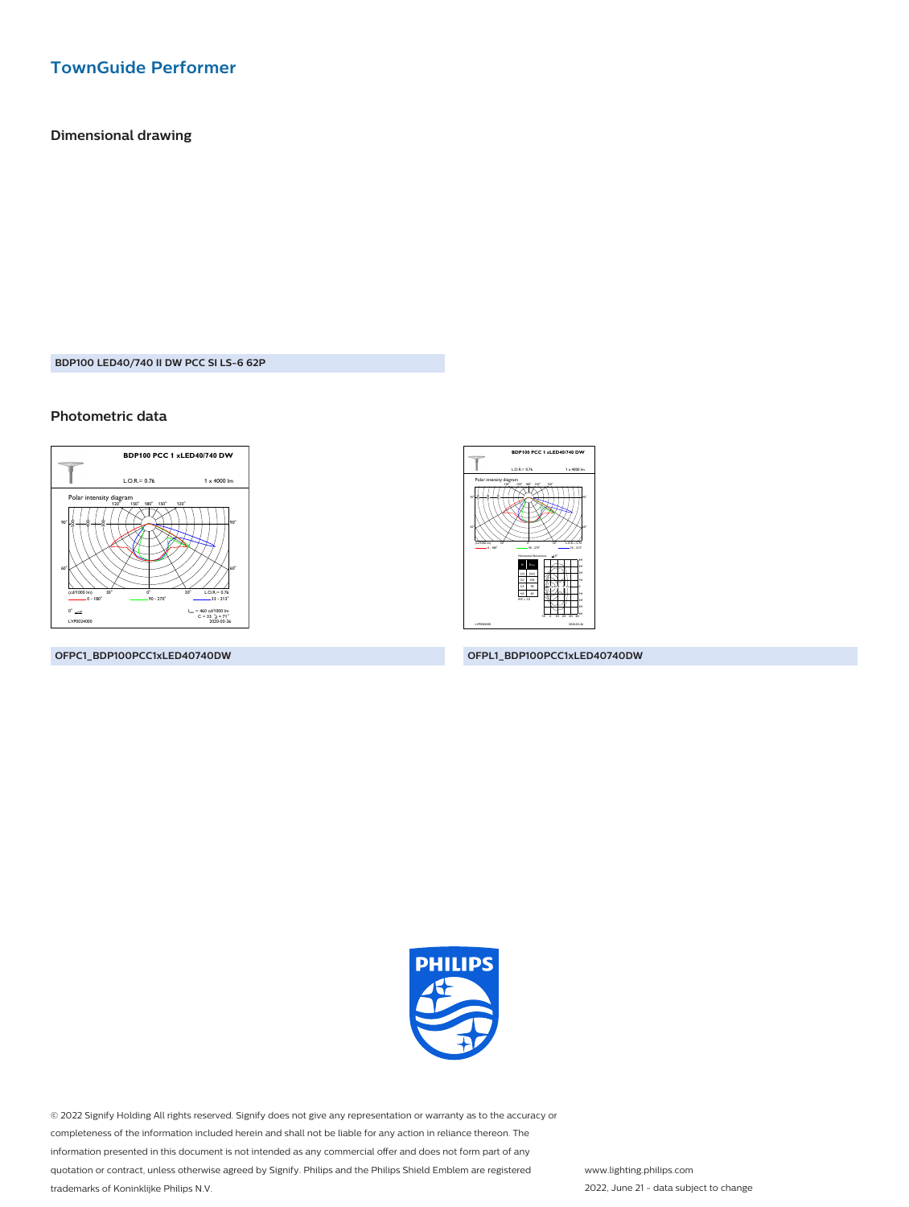## TownGuide Performer

### Dimensional drawing

BDP100 LED40/740 II DW PCC SI LS-6 62P

### Photometric data

BDP100 PCC 1 xLED40/740 DW

L.O.R.= 0.76

1 x 4000 lm

Polar intensity diagram

120° 150° 180° 150° 120°

90° 90°

60° 60°

(cd/1000 lm) 30° 0° 30° L.O.R.= 0.76

0 - 180°

90 - 270°

33 - 213°

0°

LVP0024000

$I_{max}$ = 460 cd/1000 lm

C = 33 γ = 71°

2020-03-26

OFPC1_BDP100PCC1xLED40740DW

BDP100 PCC 1 xLED40/740 DW

L.O.R.= 0.76

1 x 4000 lm

Polar intensity diagram

Horizontal illuminance

LVP0024000

2020-03-26

OFPL1_BDP100PCC1xLED40740DW

© 2022 Signify Holding All rights reserved. Signify does not give any representation or warranty as to the accuracy or completeness of the information included herein and shall not be liable for any action in reliance thereon. The information presented in this document is not intended as any commercial offer and does not form part of any quotation or contract, unless otherwise agreed by Signify. Philips and the Philips Shield Emblem are registered trademarks of Koninklijke Philips N.V.

www.lighting.philips.com

2022, June 21 - data subject to change